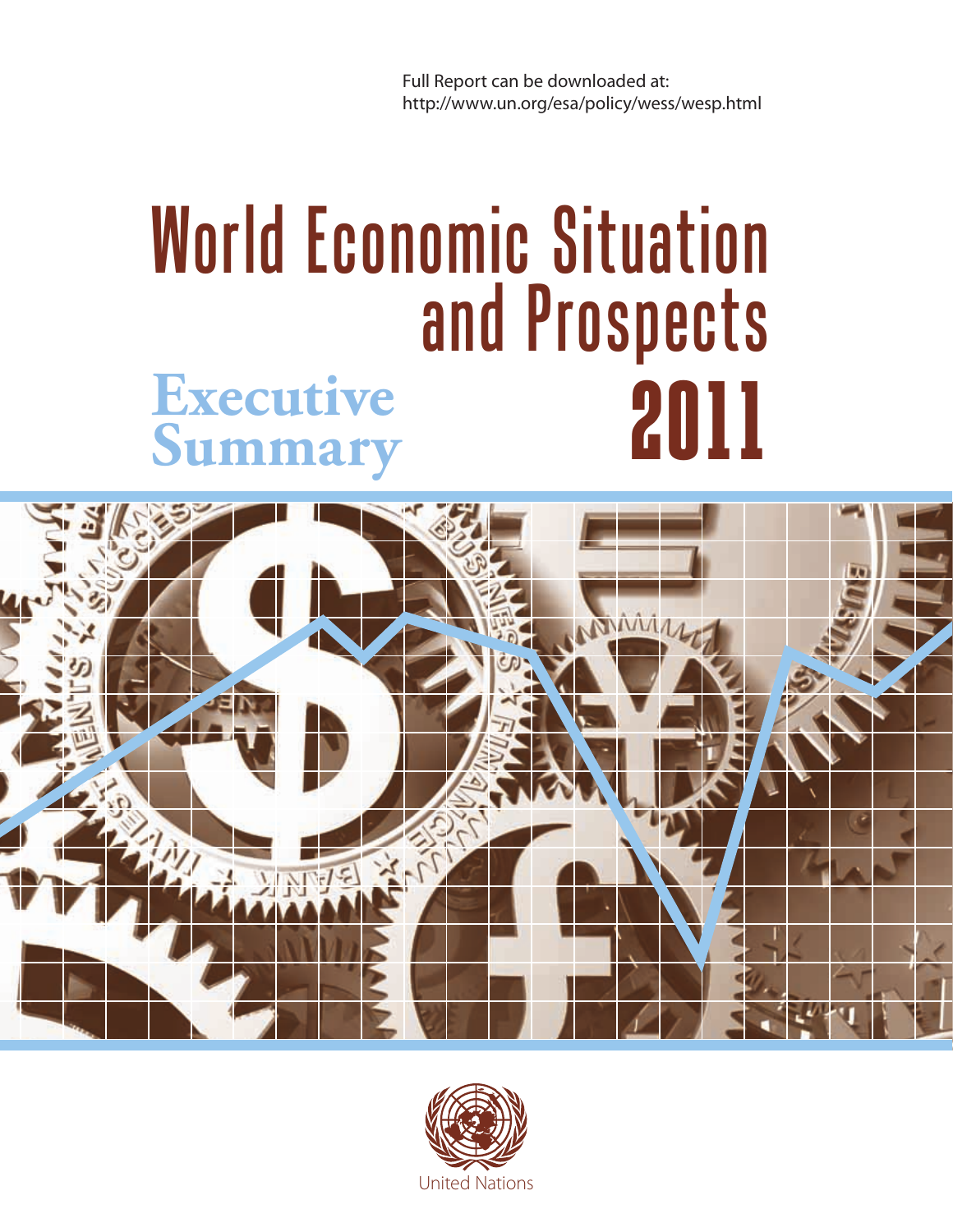Full Report can be downloaded at:
http://www.un.org/esa/policy/wess/wesp.html

# World Economic Situation and Prospects 2011

## Executive Summary

United Nations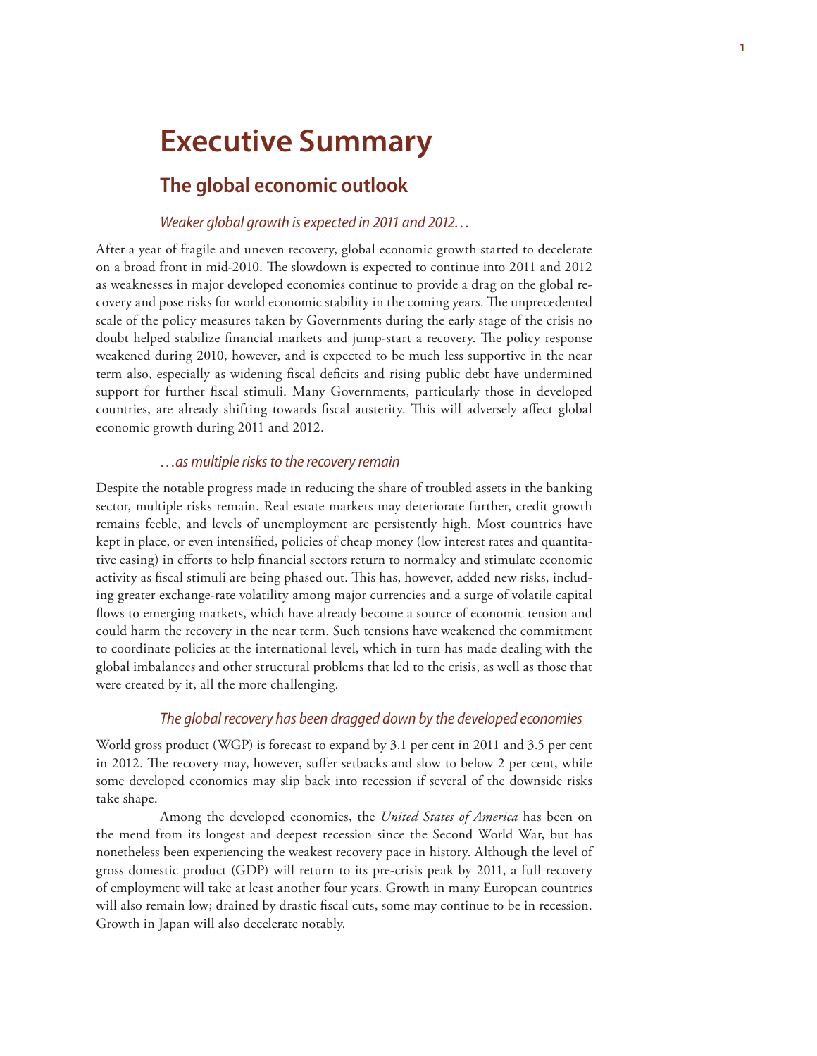# Executive Summary

## The global economic outlook

*Weaker global growth is expected in 2011 and 2012…*

After a year of fragile and uneven recovery, global economic growth started to decelerate on a broad front in mid-2010. The slowdown is expected to continue into 2011 and 2012 as weaknesses in major developed economies continue to provide a drag on the global recovery and pose risks for world economic stability in the coming years. The unprecedented scale of the policy measures taken by Governments during the early stage of the crisis no doubt helped stabilize financial markets and jump-start a recovery. The policy response weakened during 2010, however, and is expected to be much less supportive in the near term also, especially as widening fiscal deficits and rising public debt have undermined support for further fiscal stimuli. Many Governments, particularly those in developed countries, are already shifting towards fiscal austerity. This will adversely affect global economic growth during 2011 and 2012.

*…as multiple risks to the recovery remain*

Despite the notable progress made in reducing the share of troubled assets in the banking sector, multiple risks remain. Real estate markets may deteriorate further, credit growth remains feeble, and levels of unemployment are persistently high. Most countries have kept in place, or even intensified, policies of cheap money (low interest rates and quantitative easing) in efforts to help financial sectors return to normalcy and stimulate economic activity as fiscal stimuli are being phased out. This has, however, added new risks, including greater exchange-rate volatility among major currencies and a surge of volatile capital flows to emerging markets, which have already become a source of economic tension and could harm the recovery in the near term. Such tensions have weakened the commitment to coordinate policies at the international level, which in turn has made dealing with the global imbalances and other structural problems that led to the crisis, as well as those that were created by it, all the more challenging.

*The global recovery has been dragged down by the developed economies*

World gross product (WGP) is forecast to expand by 3.1 per cent in 2011 and 3.5 per cent in 2012. The recovery may, however, suffer setbacks and slow to below 2 per cent, while some developed economies may slip back into recession if several of the downside risks take shape.

Among the developed economies, the *United States of America* has been on the mend from its longest and deepest recession since the Second World War, but has nonetheless been experiencing the weakest recovery pace in history. Although the level of gross domestic product (GDP) will return to its pre-crisis peak by 2011, a full recovery of employment will take at least another four years. Growth in many European countries will also remain low; drained by drastic fiscal cuts, some may continue to be in recession. Growth in Japan will also decelerate notably.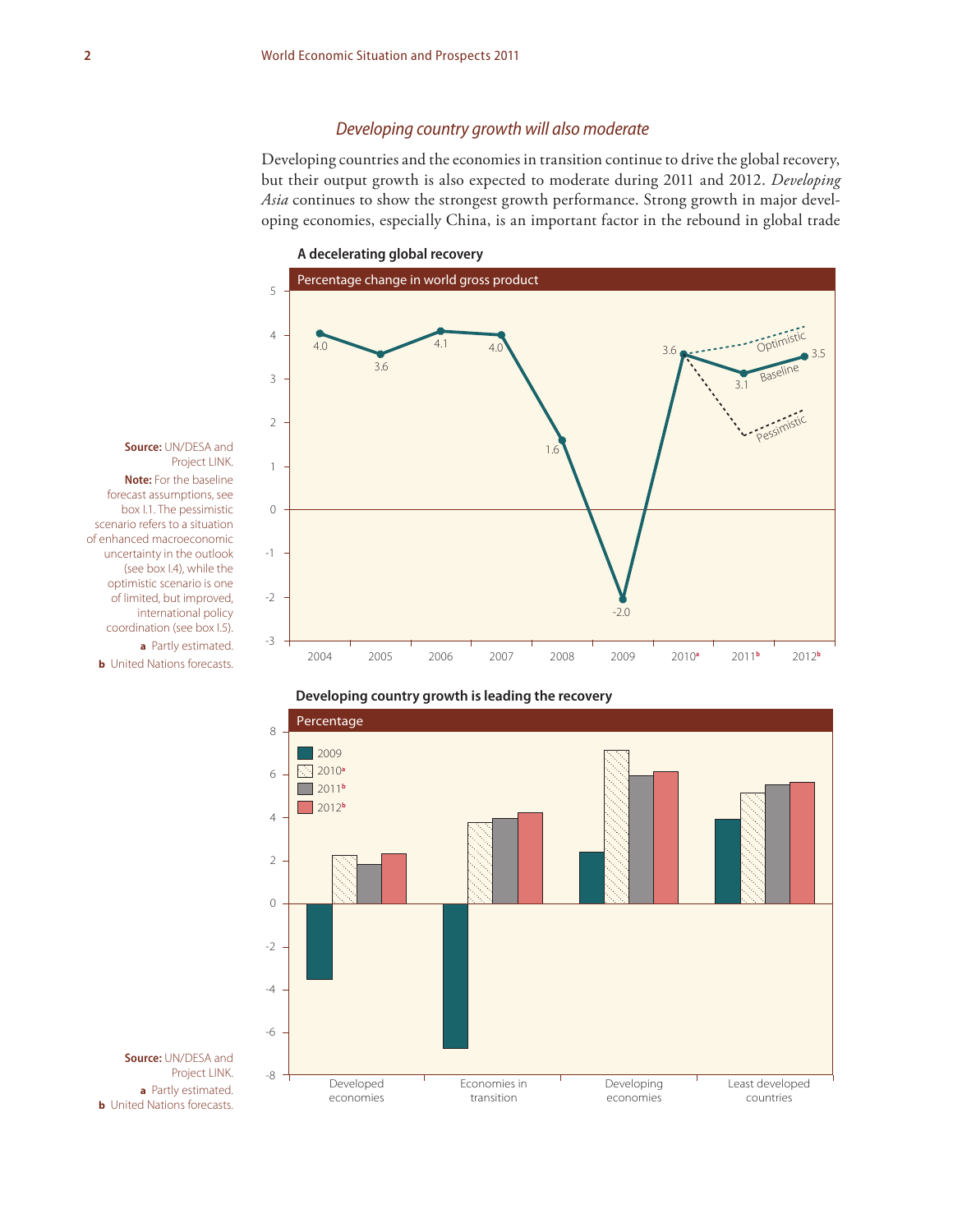### *Developing country growth will also moderate*

Developing countries and the economies in transition continue to drive the global recovery, but their output growth is also expected to moderate during 2011 and 2012. *Developing Asia* continues to show the strongest growth performance. Strong growth in major developing economies, especially China, is an important factor in the rebound in global trade

**A decelerating global recovery**

Percentage change in world gross product

| Year | Baseline | Optimistic | Pessimistic |
|---|---|---|---|
| 2004 | 4.0 | | |
| 2005 | 3.6 | | |
| 2006 | 4.1 | | |
| 2007 | 4.0 | | |
| 2008 | 1.6 | | |
| 2009 | -2.0 | | |
| 2010[a] | 3.6 | | |
| 2011[b] | 3.1 | | |
| 2012[b] | 3.5 | | |

**Source:** UN/DESA and Project LINK.

**Note:** For the baseline forecast assumptions, see box I.1. The pessimistic scenario refers to a situation of enhanced macroeconomic uncertainty in the outlook (see box I.4), while the optimistic scenario is one of limited, but improved, international policy coordination (see box I.5).

**a** Partly estimated.

**b** United Nations forecasts.

**Developing country growth is leading the recovery**

Percentage

Categories: Developed economies; Economies in transition; Developing economies; Least developed countries. Series: 2009, 2010[a], 2011[b], 2012[b].

**Source:** UN/DESA and Project LINK.

**a** Partly estimated.

**b** United Nations forecasts.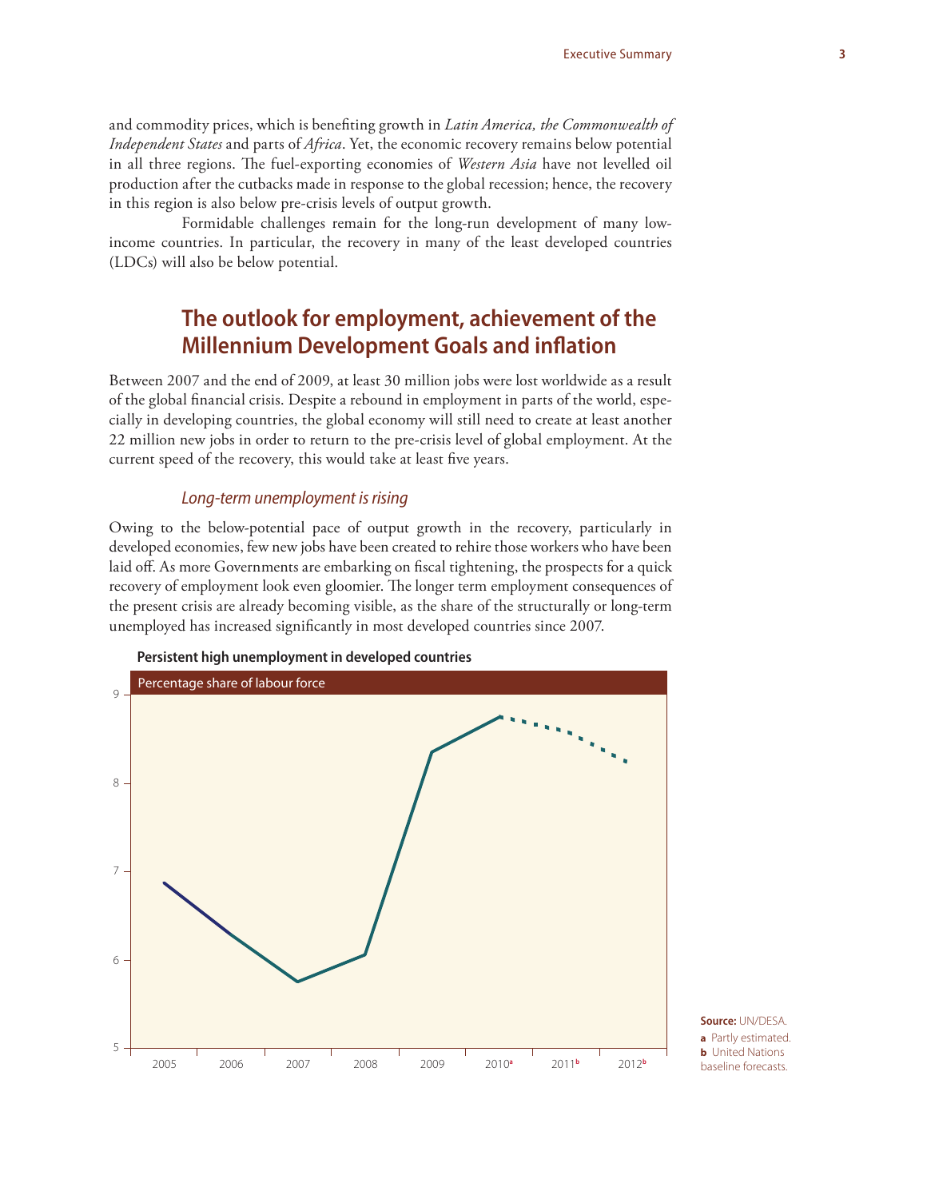and commodity prices, which is benefiting growth in *Latin America, the Commonwealth of Independent States* and parts of *Africa*. Yet, the economic recovery remains below potential in all three regions. The fuel-exporting economies of *Western Asia* have not levelled oil production after the cutbacks made in response to the global recession; hence, the recovery in this region is also below pre-crisis levels of output growth.

Formidable challenges remain for the long-run development of many low-income countries. In particular, the recovery in many of the least developed countries (LDCs) will also be below potential.

## The outlook for employment, achievement of the Millennium Development Goals and inflation

Between 2007 and the end of 2009, at least 30 million jobs were lost worldwide as a result of the global financial crisis. Despite a rebound in employment in parts of the world, especially in developing countries, the global economy will still need to create at least another 22 million new jobs in order to return to the pre-crisis level of global employment. At the current speed of the recovery, this would take at least five years.

### *Long-term unemployment is rising*

Owing to the below-potential pace of output growth in the recovery, particularly in developed economies, few new jobs have been created to rehire those workers who have been laid off. As more Governments are embarking on fiscal tightening, the prospects for a quick recovery of employment look even gloomier. The longer term employment consequences of the present crisis are already becoming visible, as the share of the structurally or long-term unemployed has increased significantly in most developed countries since 2007.

**Persistent high unemployment in developed countries**

Percentage share of labour force

Years: 2005, 2006, 2007, 2008, 2009, 2010[a], 2011[b], 2012[b]

**Source:** UN/DESA.
**a** Partly estimated.
**b** United Nations baseline forecasts.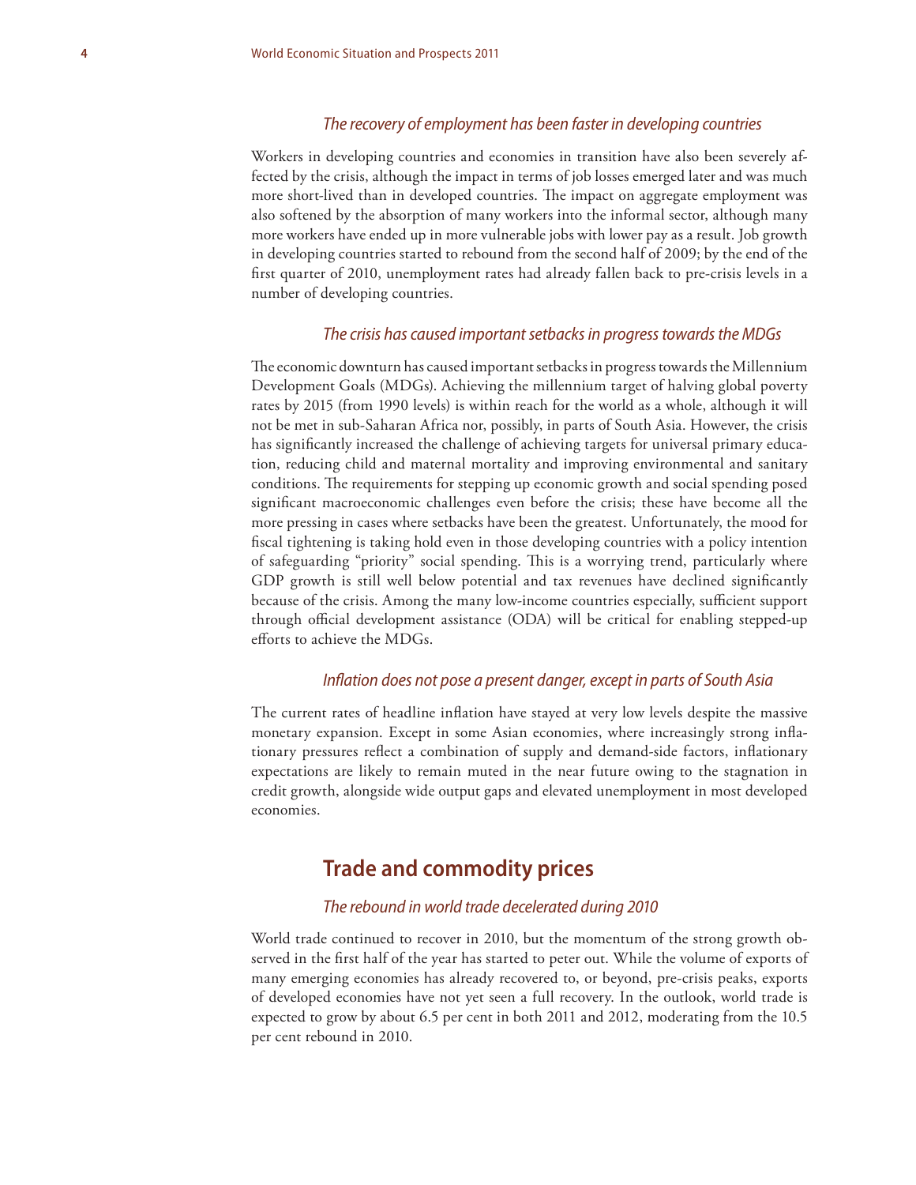### *The recovery of employment has been faster in developing countries*

Workers in developing countries and economies in transition have also been severely affected by the crisis, although the impact in terms of job losses emerged later and was much more short-lived than in developed countries. The impact on aggregate employment was also softened by the absorption of many workers into the informal sector, although many more workers have ended up in more vulnerable jobs with lower pay as a result. Job growth in developing countries started to rebound from the second half of 2009; by the end of the first quarter of 2010, unemployment rates had already fallen back to pre-crisis levels in a number of developing countries.

### *The crisis has caused important setbacks in progress towards the MDGs*

The economic downturn has caused important setbacks in progress towards the Millennium Development Goals (MDGs). Achieving the millennium target of halving global poverty rates by 2015 (from 1990 levels) is within reach for the world as a whole, although it will not be met in sub-Saharan Africa nor, possibly, in parts of South Asia. However, the crisis has significantly increased the challenge of achieving targets for universal primary education, reducing child and maternal mortality and improving environmental and sanitary conditions. The requirements for stepping up economic growth and social spending posed significant macroeconomic challenges even before the crisis; these have become all the more pressing in cases where setbacks have been the greatest. Unfortunately, the mood for fiscal tightening is taking hold even in those developing countries with a policy intention of safeguarding "priority" social spending. This is a worrying trend, particularly where GDP growth is still well below potential and tax revenues have declined significantly because of the crisis. Among the many low-income countries especially, sufficient support through official development assistance (ODA) will be critical for enabling stepped-up efforts to achieve the MDGs.

### *Inflation does not pose a present danger, except in parts of South Asia*

The current rates of headline inflation have stayed at very low levels despite the massive monetary expansion. Except in some Asian economies, where increasingly strong inflationary pressures reflect a combination of supply and demand-side factors, inflationary expectations are likely to remain muted in the near future owing to the stagnation in credit growth, alongside wide output gaps and elevated unemployment in most developed economies.

## Trade and commodity prices

### *The rebound in world trade decelerated during 2010*

World trade continued to recover in 2010, but the momentum of the strong growth observed in the first half of the year has started to peter out. While the volume of exports of many emerging economies has already recovered to, or beyond, pre-crisis peaks, exports of developed economies have not yet seen a full recovery. In the outlook, world trade is expected to grow by about 6.5 per cent in both 2011 and 2012, moderating from the 10.5 per cent rebound in 2010.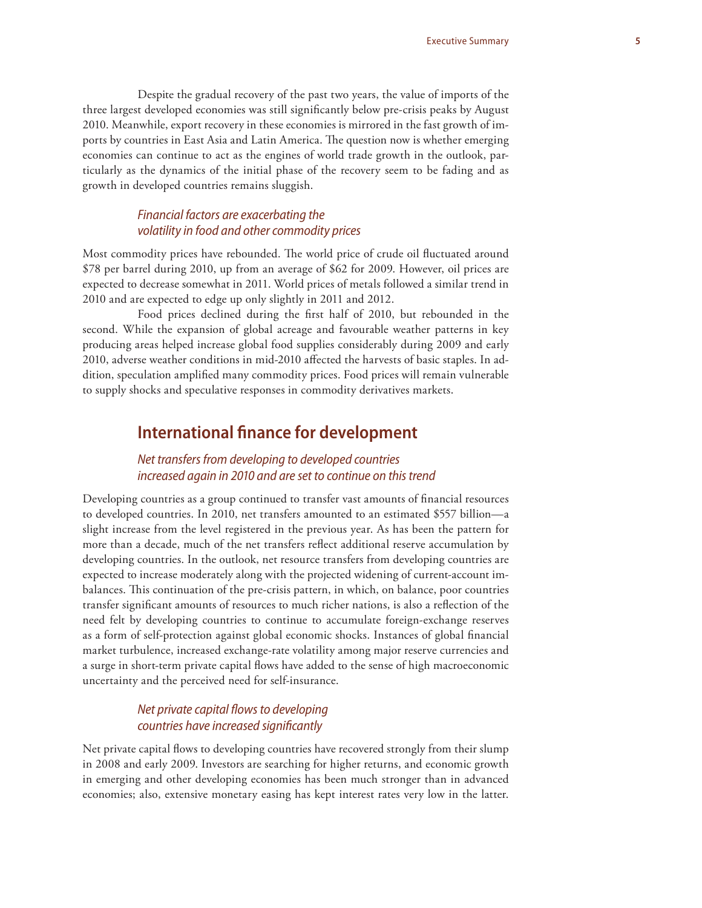Despite the gradual recovery of the past two years, the value of imports of the three largest developed economies was still significantly below pre-crisis peaks by August 2010. Meanwhile, export recovery in these economies is mirrored in the fast growth of imports by countries in East Asia and Latin America. The question now is whether emerging economies can continue to act as the engines of world trade growth in the outlook, particularly as the dynamics of the initial phase of the recovery seem to be fading and as growth in developed countries remains sluggish.

### *Financial factors are exacerbating the volatility in food and other commodity prices*

Most commodity prices have rebounded. The world price of crude oil fluctuated around $78 per barrel during 2010, up from an average of $62 for 2009. However, oil prices are expected to decrease somewhat in 2011. World prices of metals followed a similar trend in 2010 and are expected to edge up only slightly in 2011 and 2012.

Food prices declined during the first half of 2010, but rebounded in the second. While the expansion of global acreage and favourable weather patterns in key producing areas helped increase global food supplies considerably during 2009 and early 2010, adverse weather conditions in mid-2010 affected the harvests of basic staples. In addition, speculation amplified many commodity prices. Food prices will remain vulnerable to supply shocks and speculative responses in commodity derivatives markets.

## International finance for development

### *Net transfers from developing to developed countries increased again in 2010 and are set to continue on this trend*

Developing countries as a group continued to transfer vast amounts of financial resources to developed countries. In 2010, net transfers amounted to an estimated $557 billion—a slight increase from the level registered in the previous year. As has been the pattern for more than a decade, much of the net transfers reflect additional reserve accumulation by developing countries. In the outlook, net resource transfers from developing countries are expected to increase moderately along with the projected widening of current-account imbalances. This continuation of the pre-crisis pattern, in which, on balance, poor countries transfer significant amounts of resources to much richer nations, is also a reflection of the need felt by developing countries to continue to accumulate foreign-exchange reserves as a form of self-protection against global economic shocks. Instances of global financial market turbulence, increased exchange-rate volatility among major reserve currencies and a surge in short-term private capital flows have added to the sense of high macroeconomic uncertainty and the perceived need for self-insurance.

### *Net private capital flows to developing countries have increased significantly*

Net private capital flows to developing countries have recovered strongly from their slump in 2008 and early 2009. Investors are searching for higher returns, and economic growth in emerging and other developing economies has been much stronger than in advanced economies; also, extensive monetary easing has kept interest rates very low in the latter.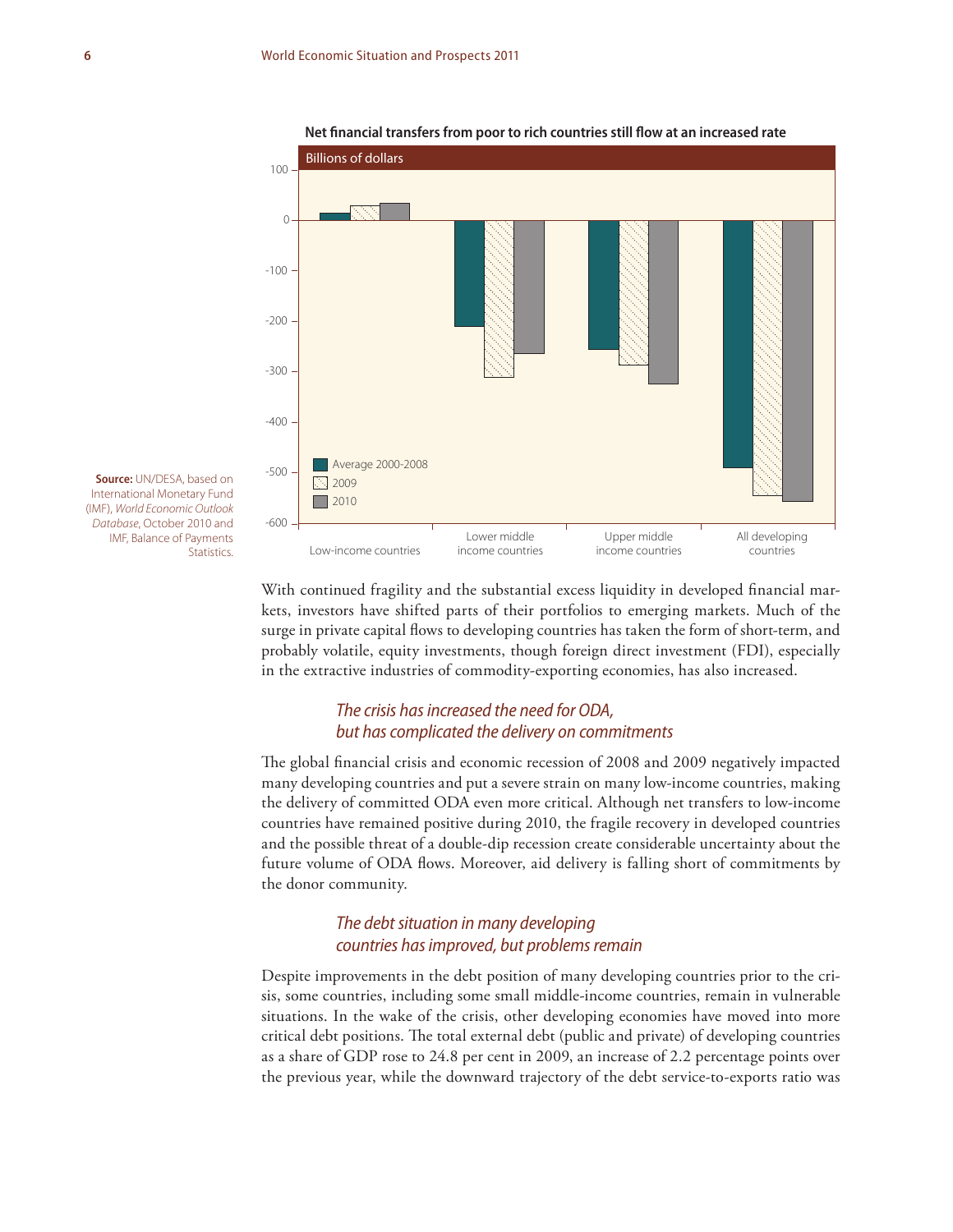**Net financial transfers from poor to rich countries still flow at an increased rate**

Billions of dollars

| | Average 2000-2008 | 2009 | 2010 |
|---|---|---|---|
| Low-income countries | ~15 | ~30 | ~35 |
| Lower middle income countries | ~-210 | ~-310 | ~-265 |
| Upper middle income countries | ~-255 | ~-290 | ~-325 |
| All developing countries | ~-490 | ~-545 | ~-555 |

**Source:** UN/DESA, based on International Monetary Fund (IMF), *World Economic Outlook Database*, October 2010 and IMF, Balance of Payments Statistics.

With continued fragility and the substantial excess liquidity in developed financial markets, investors have shifted parts of their portfolios to emerging markets. Much of the surge in private capital flows to developing countries has taken the form of short-term, and probably volatile, equity investments, though foreign direct investment (FDI), especially in the extractive industries of commodity-exporting economies, has also increased.

### *The crisis has increased the need for ODA, but has complicated the delivery on commitments*

The global financial crisis and economic recession of 2008 and 2009 negatively impacted many developing countries and put a severe strain on many low-income countries, making the delivery of committed ODA even more critical. Although net transfers to low-income countries have remained positive during 2010, the fragile recovery in developed countries and the possible threat of a double-dip recession create considerable uncertainty about the future volume of ODA flows. Moreover, aid delivery is falling short of commitments by the donor community.

### *The debt situation in many developing countries has improved, but problems remain*

Despite improvements in the debt position of many developing countries prior to the crisis, some countries, including some small middle-income countries, remain in vulnerable situations. In the wake of the crisis, other developing economies have moved into more critical debt positions. The total external debt (public and private) of developing countries as a share of GDP rose to 24.8 per cent in 2009, an increase of 2.2 percentage points over the previous year, while the downward trajectory of the debt service-to-exports ratio was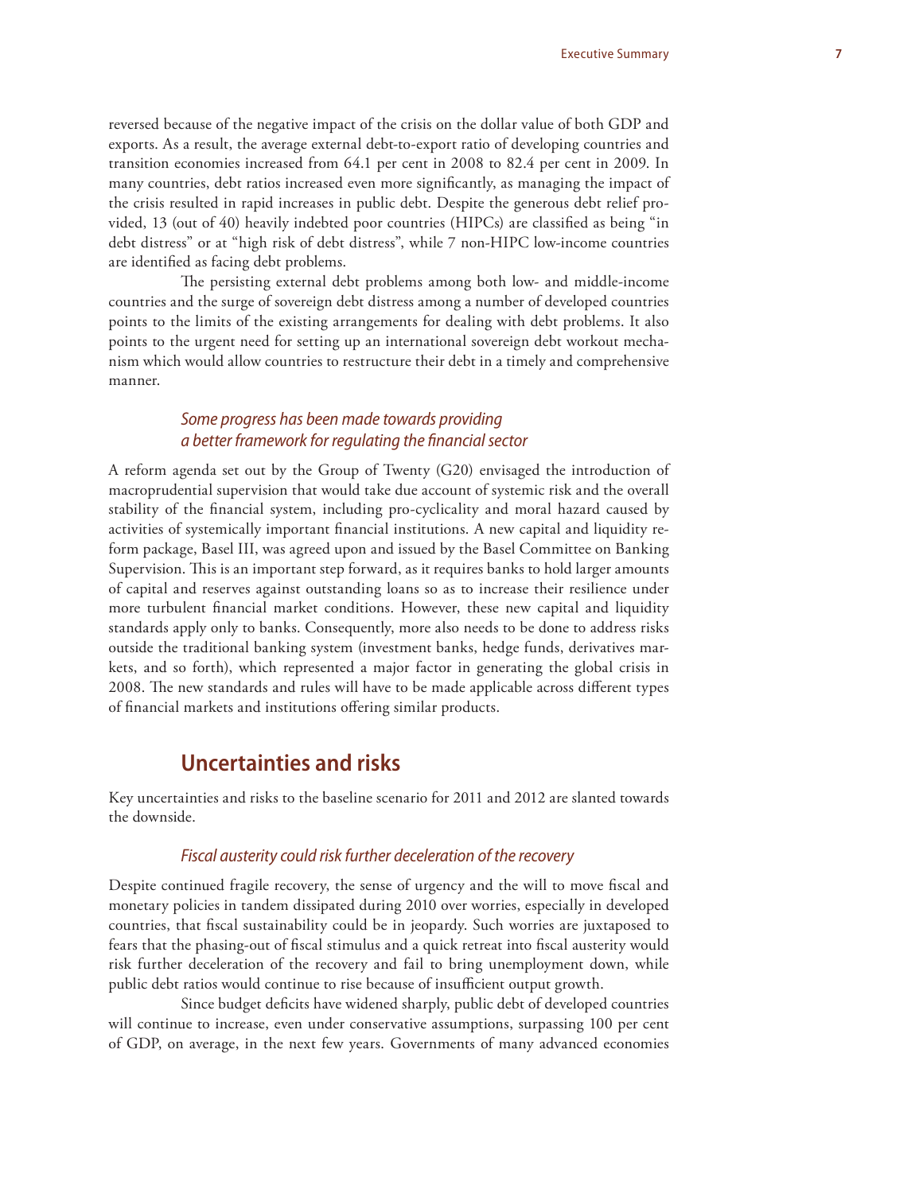reversed because of the negative impact of the crisis on the dollar value of both GDP and exports. As a result, the average external debt-to-export ratio of developing countries and transition economies increased from 64.1 per cent in 2008 to 82.4 per cent in 2009. In many countries, debt ratios increased even more significantly, as managing the impact of the crisis resulted in rapid increases in public debt. Despite the generous debt relief provided, 13 (out of 40) heavily indebted poor countries (HIPCs) are classified as being "in debt distress" or at "high risk of debt distress", while 7 non-HIPC low-income countries are identified as facing debt problems.

The persisting external debt problems among both low- and middle-income countries and the surge of sovereign debt distress among a number of developed countries points to the limits of the existing arrangements for dealing with debt problems. It also points to the urgent need for setting up an international sovereign debt workout mechanism which would allow countries to restructure their debt in a timely and comprehensive manner.

### *Some progress has been made towards providing a better framework for regulating the financial sector*

A reform agenda set out by the Group of Twenty (G20) envisaged the introduction of macroprudential supervision that would take due account of systemic risk and the overall stability of the financial system, including pro-cyclicality and moral hazard caused by activities of systemically important financial institutions. A new capital and liquidity reform package, Basel III, was agreed upon and issued by the Basel Committee on Banking Supervision. This is an important step forward, as it requires banks to hold larger amounts of capital and reserves against outstanding loans so as to increase their resilience under more turbulent financial market conditions. However, these new capital and liquidity standards apply only to banks. Consequently, more also needs to be done to address risks outside the traditional banking system (investment banks, hedge funds, derivatives markets, and so forth), which represented a major factor in generating the global crisis in 2008. The new standards and rules will have to be made applicable across different types of financial markets and institutions offering similar products.

## Uncertainties and risks

Key uncertainties and risks to the baseline scenario for 2011 and 2012 are slanted towards the downside.

### *Fiscal austerity could risk further deceleration of the recovery*

Despite continued fragile recovery, the sense of urgency and the will to move fiscal and monetary policies in tandem dissipated during 2010 over worries, especially in developed countries, that fiscal sustainability could be in jeopardy. Such worries are juxtaposed to fears that the phasing-out of fiscal stimulus and a quick retreat into fiscal austerity would risk further deceleration of the recovery and fail to bring unemployment down, while public debt ratios would continue to rise because of insufficient output growth.

Since budget deficits have widened sharply, public debt of developed countries will continue to increase, even under conservative assumptions, surpassing 100 per cent of GDP, on average, in the next few years. Governments of many advanced economies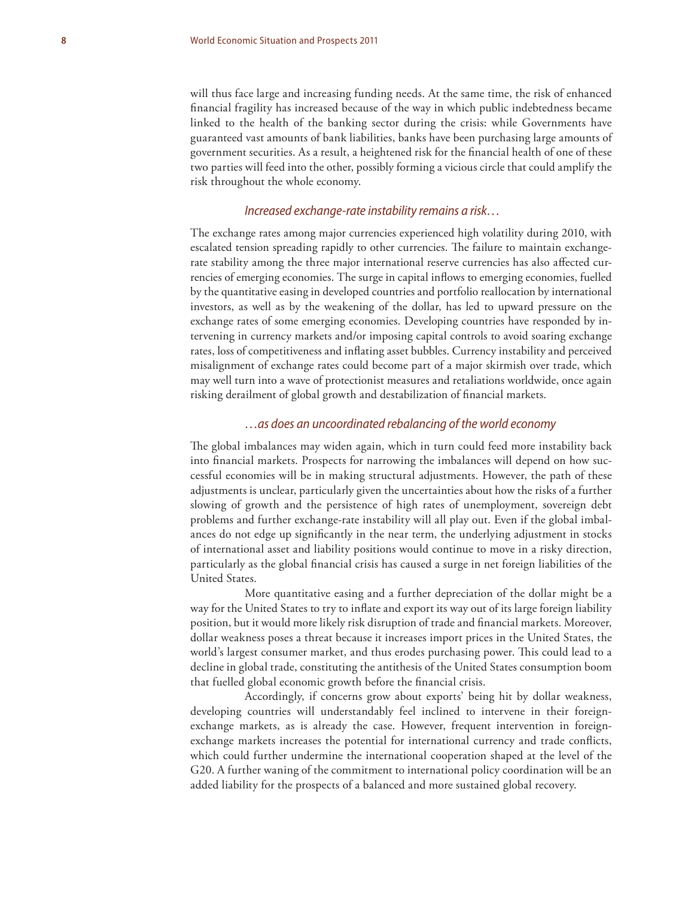will thus face large and increasing funding needs. At the same time, the risk of enhanced financial fragility has increased because of the way in which public indebtedness became linked to the health of the banking sector during the crisis: while Governments have guaranteed vast amounts of bank liabilities, banks have been purchasing large amounts of government securities. As a result, a heightened risk for the financial health of one of these two parties will feed into the other, possibly forming a vicious circle that could amplify the risk throughout the whole economy.

### *Increased exchange-rate instability remains a risk…*

The exchange rates among major currencies experienced high volatility during 2010, with escalated tension spreading rapidly to other currencies. The failure to maintain exchange-rate stability among the three major international reserve currencies has also affected currencies of emerging economies. The surge in capital inflows to emerging economies, fuelled by the quantitative easing in developed countries and portfolio reallocation by international investors, as well as by the weakening of the dollar, has led to upward pressure on the exchange rates of some emerging economies. Developing countries have responded by intervening in currency markets and/or imposing capital controls to avoid soaring exchange rates, loss of competitiveness and inflating asset bubbles. Currency instability and perceived misalignment of exchange rates could become part of a major skirmish over trade, which may well turn into a wave of protectionist measures and retaliations worldwide, once again risking derailment of global growth and destabilization of financial markets.

### *…as does an uncoordinated rebalancing of the world economy*

The global imbalances may widen again, which in turn could feed more instability back into financial markets. Prospects for narrowing the imbalances will depend on how successful economies will be in making structural adjustments. However, the path of these adjustments is unclear, particularly given the uncertainties about how the risks of a further slowing of growth and the persistence of high rates of unemployment, sovereign debt problems and further exchange-rate instability will all play out. Even if the global imbalances do not edge up significantly in the near term, the underlying adjustment in stocks of international asset and liability positions would continue to move in a risky direction, particularly as the global financial crisis has caused a surge in net foreign liabilities of the United States.

More quantitative easing and a further depreciation of the dollar might be a way for the United States to try to inflate and export its way out of its large foreign liability position, but it would more likely risk disruption of trade and financial markets. Moreover, dollar weakness poses a threat because it increases import prices in the United States, the world's largest consumer market, and thus erodes purchasing power. This could lead to a decline in global trade, constituting the antithesis of the United States consumption boom that fuelled global economic growth before the financial crisis.

Accordingly, if concerns grow about exports' being hit by dollar weakness, developing countries will understandably feel inclined to intervene in their foreign-exchange markets, as is already the case. However, frequent intervention in foreign-exchange markets increases the potential for international currency and trade conflicts, which could further undermine the international cooperation shaped at the level of the G20. A further waning of the commitment to international policy coordination will be an added liability for the prospects of a balanced and more sustained global recovery.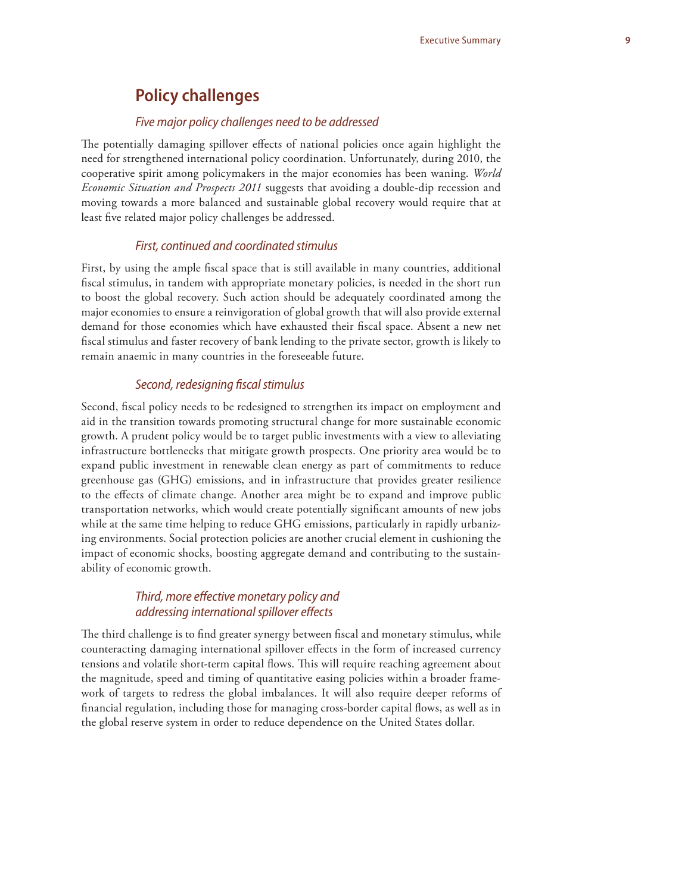## Policy challenges

### *Five major policy challenges need to be addressed*

The potentially damaging spillover effects of national policies once again highlight the need for strengthened international policy coordination. Unfortunately, during 2010, the cooperative spirit among policymakers in the major economies has been waning. *World Economic Situation and Prospects 2011* suggests that avoiding a double-dip recession and moving towards a more balanced and sustainable global recovery would require that at least five related major policy challenges be addressed.

### *First, continued and coordinated stimulus*

First, by using the ample fiscal space that is still available in many countries, additional fiscal stimulus, in tandem with appropriate monetary policies, is needed in the short run to boost the global recovery. Such action should be adequately coordinated among the major economies to ensure a reinvigoration of global growth that will also provide external demand for those economies which have exhausted their fiscal space. Absent a new net fiscal stimulus and faster recovery of bank lending to the private sector, growth is likely to remain anaemic in many countries in the foreseeable future.

### *Second, redesigning fiscal stimulus*

Second, fiscal policy needs to be redesigned to strengthen its impact on employment and aid in the transition towards promoting structural change for more sustainable economic growth. A prudent policy would be to target public investments with a view to alleviating infrastructure bottlenecks that mitigate growth prospects. One priority area would be to expand public investment in renewable clean energy as part of commitments to reduce greenhouse gas (GHG) emissions, and in infrastructure that provides greater resilience to the effects of climate change. Another area might be to expand and improve public transportation networks, which would create potentially significant amounts of new jobs while at the same time helping to reduce GHG emissions, particularly in rapidly urbanizing environments. Social protection policies are another crucial element in cushioning the impact of economic shocks, boosting aggregate demand and contributing to the sustainability of economic growth.

### *Third, more effective monetary policy and addressing international spillover effects*

The third challenge is to find greater synergy between fiscal and monetary stimulus, while counteracting damaging international spillover effects in the form of increased currency tensions and volatile short-term capital flows. This will require reaching agreement about the magnitude, speed and timing of quantitative easing policies within a broader framework of targets to redress the global imbalances. It will also require deeper reforms of financial regulation, including those for managing cross-border capital flows, as well as in the global reserve system in order to reduce dependence on the United States dollar.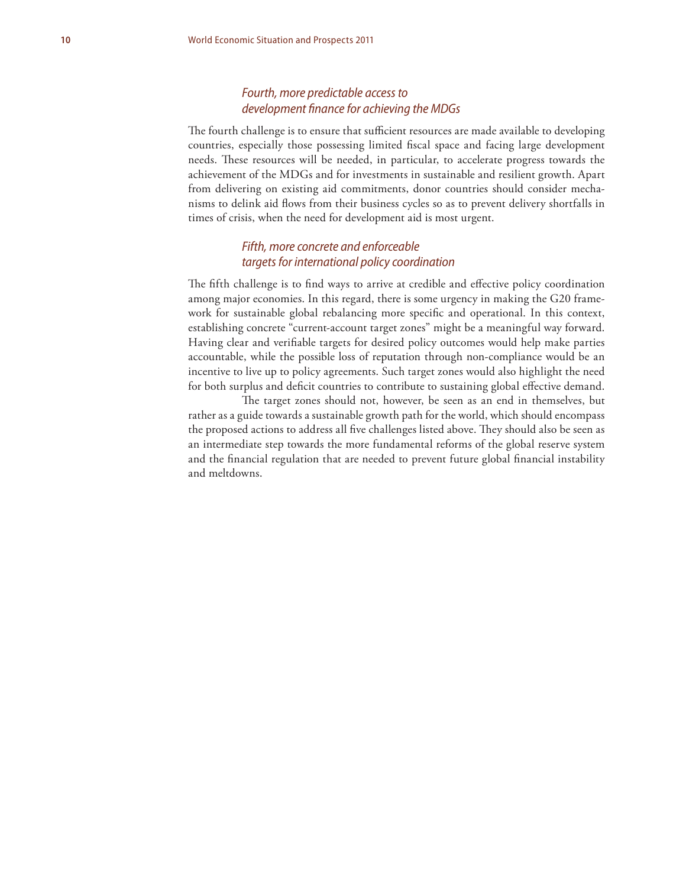### *Fourth, more predictable access to development finance for achieving the MDGs*

The fourth challenge is to ensure that sufficient resources are made available to developing countries, especially those possessing limited fiscal space and facing large development needs. These resources will be needed, in particular, to accelerate progress towards the achievement of the MDGs and for investments in sustainable and resilient growth. Apart from delivering on existing aid commitments, donor countries should consider mechanisms to delink aid flows from their business cycles so as to prevent delivery shortfalls in times of crisis, when the need for development aid is most urgent.

### *Fifth, more concrete and enforceable targets for international policy coordination*

The fifth challenge is to find ways to arrive at credible and effective policy coordination among major economies. In this regard, there is some urgency in making the G20 framework for sustainable global rebalancing more specific and operational. In this context, establishing concrete "current-account target zones" might be a meaningful way forward. Having clear and verifiable targets for desired policy outcomes would help make parties accountable, while the possible loss of reputation through non-compliance would be an incentive to live up to policy agreements. Such target zones would also highlight the need for both surplus and deficit countries to contribute to sustaining global effective demand.

The target zones should not, however, be seen as an end in themselves, but rather as a guide towards a sustainable growth path for the world, which should encompass the proposed actions to address all five challenges listed above. They should also be seen as an intermediate step towards the more fundamental reforms of the global reserve system and the financial regulation that are needed to prevent future global financial instability and meltdowns.